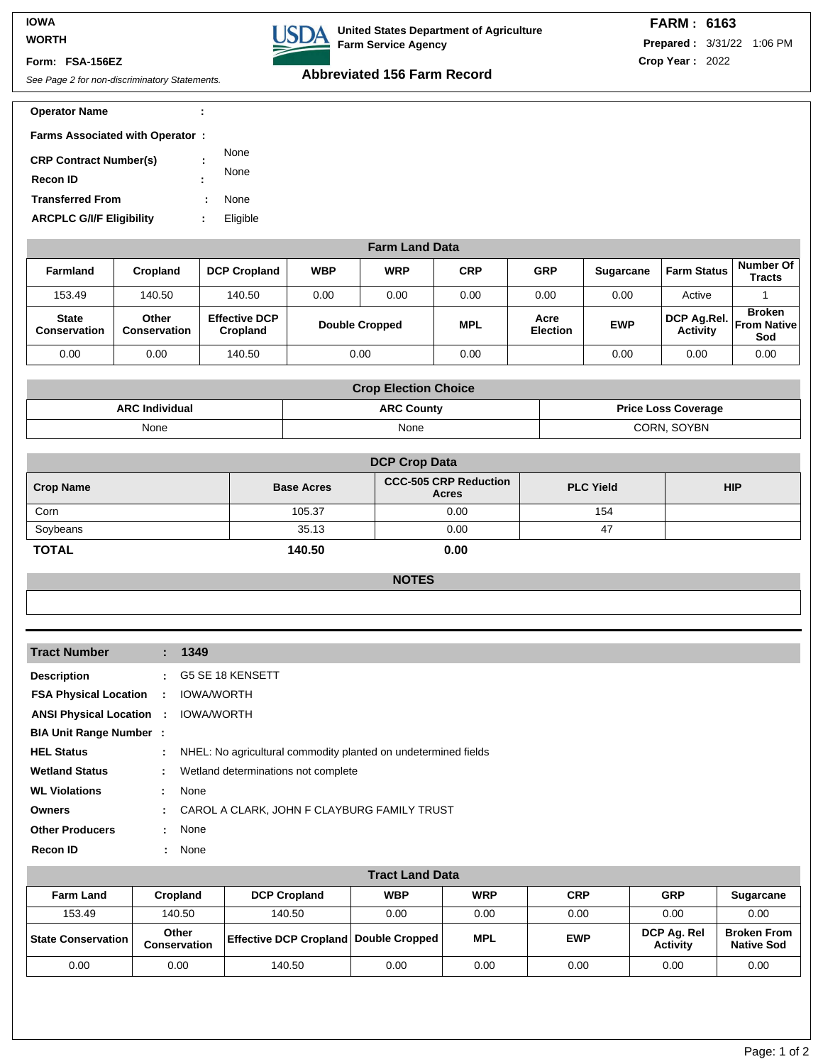IOWA
WORTH

Form: FSA-156EZ

*See Page 2 for non-discriminatory Statements.*

**United States Department of Agriculture**
**Farm Service Agency**

## Abbreviated 156 Farm Record

**FARM : 6163**
**Prepared :** 3/31/22 1:06 PM
**Crop Year :** 2022

**Operator Name** :

**Farms Associated with Operator** :

**CRP Contract Number(s)** : None

**Recon ID** : None

**Transferred From** : None

**ARCPLC G/I/F Eligibility** : Eligible

### Farm Land Data

| Farmland | Cropland | DCP Cropland | WBP | WRP | CRP | GRP | Sugarcane | Farm Status | Number Of Tracts |
|---|---|---|---|---|---|---|---|---|---|
| 153.49 | 140.50 | 140.50 | 0.00 | 0.00 | 0.00 | 0.00 | 0.00 | Active | 1 |
| **State Conservation** | **Other Conservation** | **Effective DCP Cropland** | **Double Cropped** | | **MPL** | **Acre Election** | **EWP** | **DCP Ag.Rel. Activity** | **Broken From Native Sod** |
| 0.00 | 0.00 | 140.50 | 0.00 | | 0.00 | | 0.00 | 0.00 | 0.00 |

### Crop Election Choice

| ARC Individual | ARC County | Price Loss Coverage |
|---|---|---|
| None | None | CORN, SOYBN |

### DCP Crop Data

| Crop Name | Base Acres | CCC-505 CRP Reduction Acres | PLC Yield | HIP |
|---|---|---|---|---|
| Corn | 105.37 | 0.00 | 154 | |
| Soybeans | 35.13 | 0.00 | 47 | |
| **TOTAL** | **140.50** | **0.00** | | |

### NOTES

---

**Tract Number** : **1349**

**Description** : G5 SE 18 KENSETT

**FSA Physical Location** : IOWA/WORTH

**ANSI Physical Location** : IOWA/WORTH

**BIA Unit Range Number** :

**HEL Status** : NHEL: No agricultural commodity planted on undetermined fields

**Wetland Status** : Wetland determinations not complete

**WL Violations** : None

**Owners** : CAROL A CLARK, JOHN F CLAYBURG FAMILY TRUST

**Other Producers** : None

**Recon ID** : None

### Tract Land Data

| Farm Land | Cropland | DCP Cropland | WBP | WRP | CRP | GRP | Sugarcane |
|---|---|---|---|---|---|---|---|
| 153.49 | 140.50 | 140.50 | 0.00 | 0.00 | 0.00 | 0.00 | 0.00 |
| **State Conservation** | **Other Conservation** | **Effective DCP Cropland** | **Double Cropped** | **MPL** | **EWP** | **DCP Ag. Rel Activity** | **Broken From Native Sod** |
| 0.00 | 0.00 | 140.50 | 0.00 | 0.00 | 0.00 | 0.00 | 0.00 |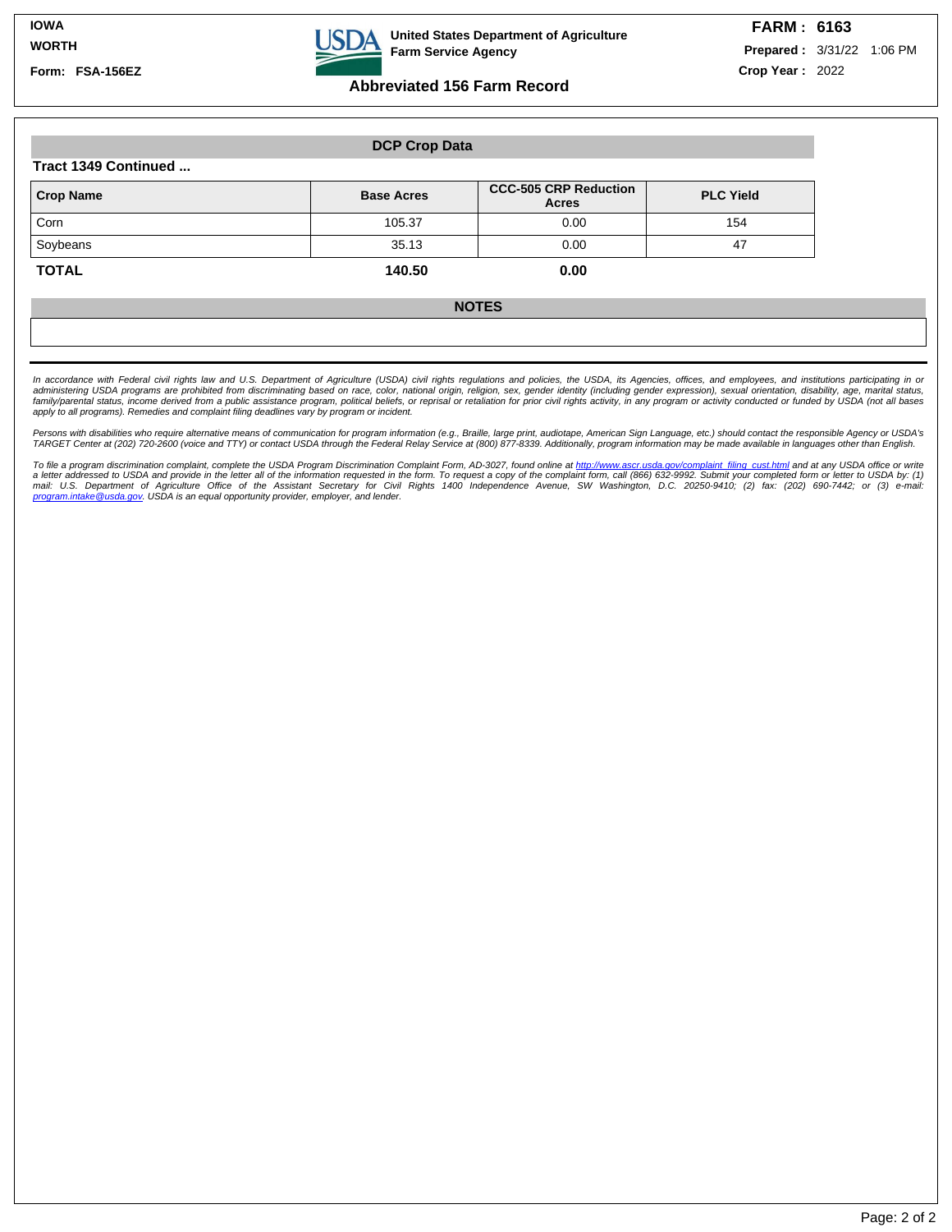IOWA
WORTH
Form: FSA-156EZ

United States Department of Agriculture
Farm Service Agency

## Abbreviated 156 Farm Record

**FARM : 6163**
**Prepared :** 3/31/22 1:06 PM
**Crop Year :** 2022

### DCP Crop Data

**Tract 1349 Continued ...**

| Crop Name | Base Acres | CCC-505 CRP Reduction Acres | PLC Yield |
|---|---|---|---|
| Corn | 105.37 | 0.00 | 154 |
| Soybeans | 35.13 | 0.00 | 47 |
| **TOTAL** | **140.50** | **0.00** | |

### NOTES

*In accordance with Federal civil rights law and U.S. Department of Agriculture (USDA) civil rights regulations and policies, the USDA, its Agencies, offices, and employees, and institutions participating in or administering USDA programs are prohibited from discriminating based on race, color, national origin, religion, sex, gender identity (including gender expression), sexual orientation, disability, age, marital status, family/parental status, income derived from a public assistance program, political beliefs, or reprisal or retaliation for prior civil rights activity, in any program or activity conducted or funded by USDA (not all bases apply to all programs). Remedies and complaint filing deadlines vary by program or incident.*

*Persons with disabilities who require alternative means of communication for program information (e.g., Braille, large print, audiotape, American Sign Language, etc.) should contact the responsible Agency or USDA's TARGET Center at (202) 720-2600 (voice and TTY) or contact USDA through the Federal Relay Service at (800) 877-8339. Additionally, program information may be made available in languages other than English.*

*To file a program discrimination complaint, complete the USDA Program Discrimination Complaint Form, AD-3027, found online at http://www.ascr.usda.gov/complaint_filing_cust.html and at any USDA office or write a letter addressed to USDA and provide in the letter all of the information requested in the form. To request a copy of the complaint form, call (866) 632-9992. Submit your completed form or letter to USDA by: (1) mail: U.S. Department of Agriculture Office of the Assistant Secretary for Civil Rights 1400 Independence Avenue, SW Washington, D.C. 20250-9410; (2) fax: (202) 690-7442; or (3) e-mail: program.intake@usda.gov. USDA is an equal opportunity provider, employer, and lender.*